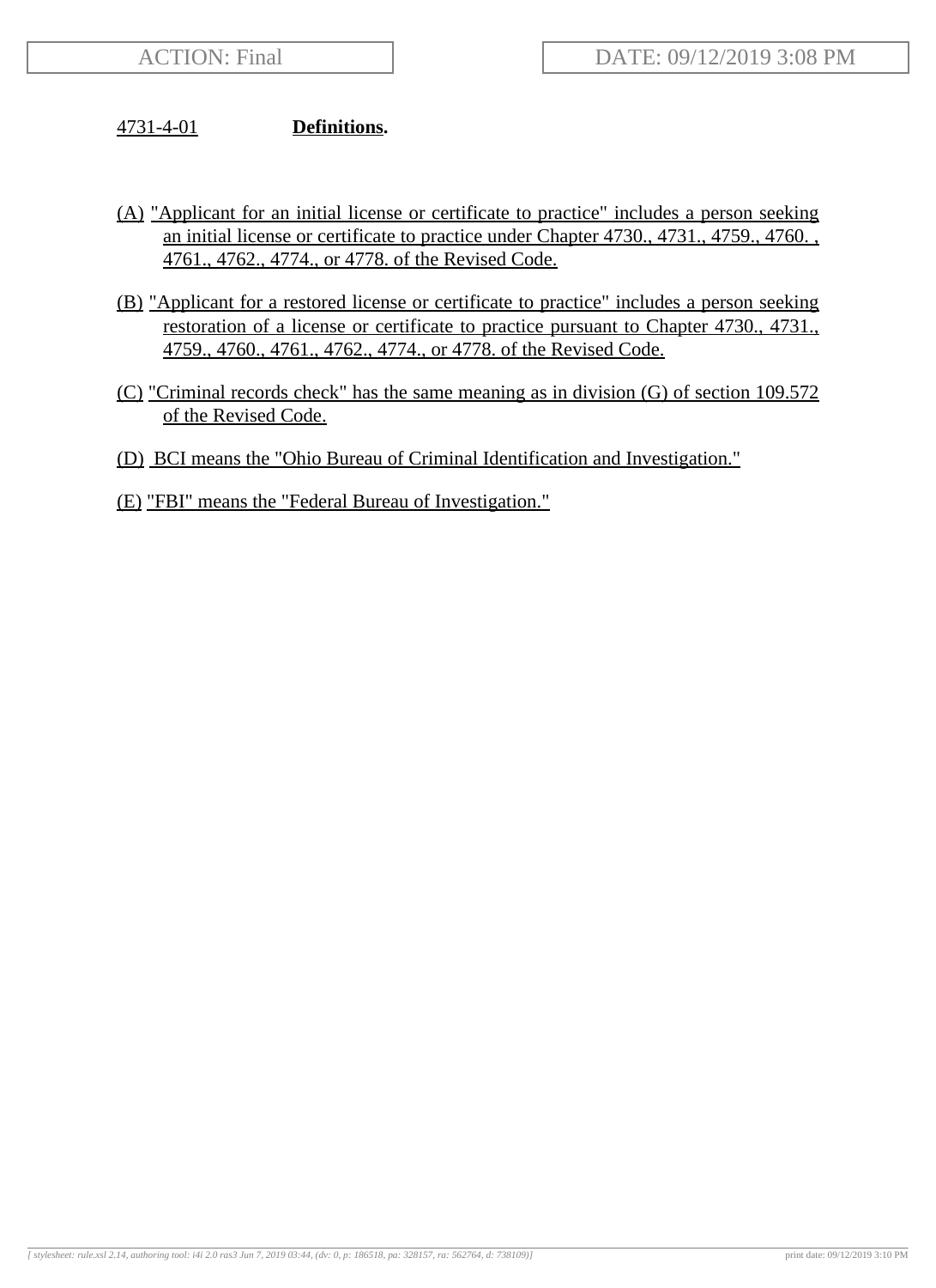ACTION: Final

DATE: 09/12/2019 3:08 PM

**4731-4-01 Definitions.**

(A) "Applicant for an initial license or certificate to practice" includes a person seeking an initial license or certificate to practice under Chapter 4730., 4731., 4759., 4760. , 4761., 4762., 4774., or 4778. of the Revised Code.

(B) "Applicant for a restored license or certificate to practice" includes a person seeking restoration of a license or certificate to practice pursuant to Chapter 4730., 4731., 4759., 4760., 4761., 4762., 4774., or 4778. of the Revised Code.

(C) "Criminal records check" has the same meaning as in division (G) of section 109.572 of the Revised Code.

(D) BCI means the "Ohio Bureau of Criminal Identification and Investigation."

(E) "FBI" means the "Federal Bureau of Investigation."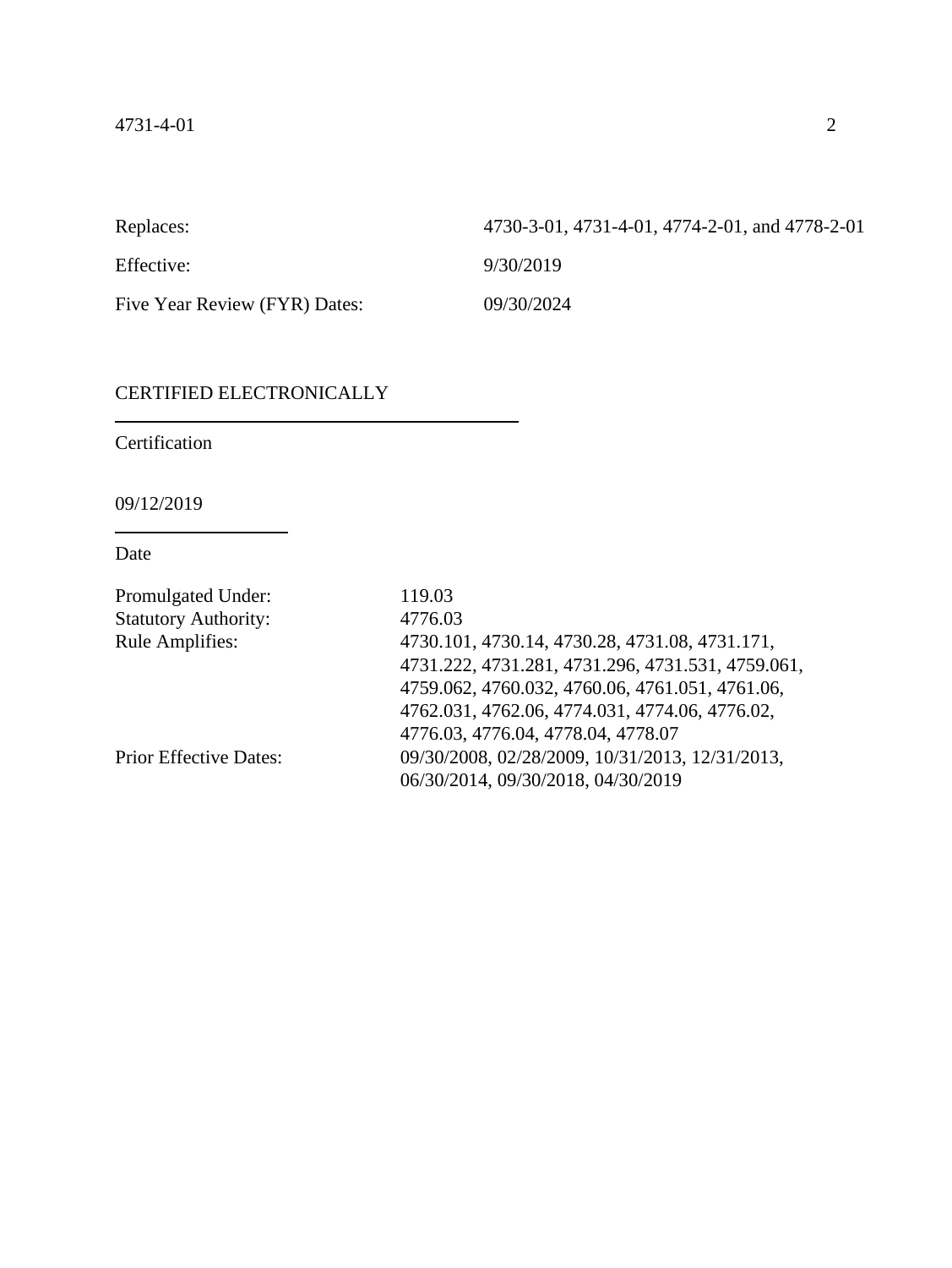| | |
|---|---|
| Replaces: | 4730-3-01, 4731-4-01, 4774-2-01, and 4778-2-01 |
| Effective: | 9/30/2019 |
| Five Year Review (FYR) Dates: | 09/30/2024 |

CERTIFIED ELECTRONICALLY

Certification

09/12/2019

Date

| | |
|---|---|
| Promulgated Under: | 119.03 |
| Statutory Authority: | 4776.03 |
| Rule Amplifies: | 4730.101, 4730.14, 4730.28, 4731.08, 4731.171, 4731.222, 4731.281, 4731.296, 4731.531, 4759.061, 4759.062, 4760.032, 4760.06, 4761.051, 4761.06, 4762.031, 4762.06, 4774.031, 4774.06, 4776.02, 4776.03, 4776.04, 4778.04, 4778.07 |
| Prior Effective Dates: | 09/30/2008, 02/28/2009, 10/31/2013, 12/31/2013, 06/30/2014, 09/30/2018, 04/30/2019 |